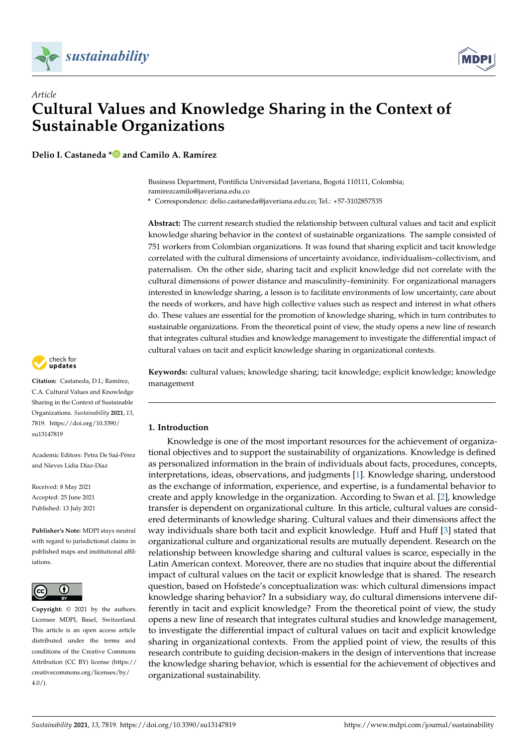*Article*

# Cultural Values and Knowledge Sharing in the Context of Sustainable Organizations

**Delio I. Castaneda * and Camilo A. Ramírez**

Business Department, Pontificia Universidad Javeriana, Bogotá 110111, Colombia; ramirezcamilo@javeriana.edu.co

\* Correspondence: delio.castaneda@javeriana.edu.co; Tel.: +57-3102857535

**Abstract:** The current research studied the relationship between cultural values and tacit and explicit knowledge sharing behavior in the context of sustainable organizations. The sample consisted of 751 workers from Colombian organizations. It was found that sharing explicit and tacit knowledge correlated with the cultural dimensions of uncertainty avoidance, individualism–collectivism, and paternalism. On the other side, sharing tacit and explicit knowledge did not correlate with the cultural dimensions of power distance and masculinity–femininity. For organizational managers interested in knowledge sharing, a lesson is to facilitate environments of low uncertainty, care about the needs of workers, and have high collective values such as respect and interest in what others do. These values are essential for the promotion of knowledge sharing, which in turn contributes to sustainable organizations. From the theoretical point of view, the study opens a new line of research that integrates cultural studies and knowledge management to investigate the differential impact of cultural values on tacit and explicit knowledge sharing in organizational contexts.

**Keywords:** cultural values; knowledge sharing; tacit knowledge; explicit knowledge; knowledge management

**Citation:** Castaneda, D.I.; Ramírez, C.A. Cultural Values and Knowledge Sharing in the Context of Sustainable Organizations. *Sustainability* **2021**, *13*, 7819. https://doi.org/10.3390/su13147819

Academic Editors: Petra De Saá-Pérez and Nieves Lidia Díaz-Díaz

Received: 8 May 2021
Accepted: 25 June 2021
Published: 13 July 2021

**Publisher's Note:** MDPI stays neutral with regard to jurisdictional claims in published maps and institutional affiliations.

**Copyright:** © 2021 by the authors. Licensee MDPI, Basel, Switzerland. This article is an open access article distributed under the terms and conditions of the Creative Commons Attribution (CC BY) license (https://creativecommons.org/licenses/by/4.0/).

## 1. Introduction

Knowledge is one of the most important resources for the achievement of organizational objectives and to support the sustainability of organizations. Knowledge is defined as personalized information in the brain of individuals about facts, procedures, concepts, interpretations, ideas, observations, and judgments [1]. Knowledge sharing, understood as the exchange of information, experience, and expertise, is a fundamental behavior to create and apply knowledge in the organization. According to Swan et al. [2], knowledge transfer is dependent on organizational culture. In this article, cultural values are considered determinants of knowledge sharing. Cultural values and their dimensions affect the way individuals share both tacit and explicit knowledge. Huff and Huff [3] stated that organizational culture and organizational results are mutually dependent. Research on the relationship between knowledge sharing and cultural values is scarce, especially in the Latin American context. Moreover, there are no studies that inquire about the differential impact of cultural values on the tacit or explicit knowledge that is shared. The research question, based on Hofstede's conceptualization was: which cultural dimensions impact knowledge sharing behavior? In a subsidiary way, do cultural dimensions intervene differently in tacit and explicit knowledge? From the theoretical point of view, the study opens a new line of research that integrates cultural studies and knowledge management, to investigate the differential impact of cultural values on tacit and explicit knowledge sharing in organizational contexts. From the applied point of view, the results of this research contribute to guiding decision-makers in the design of interventions that increase the knowledge sharing behavior, which is essential for the achievement of objectives and organizational sustainability.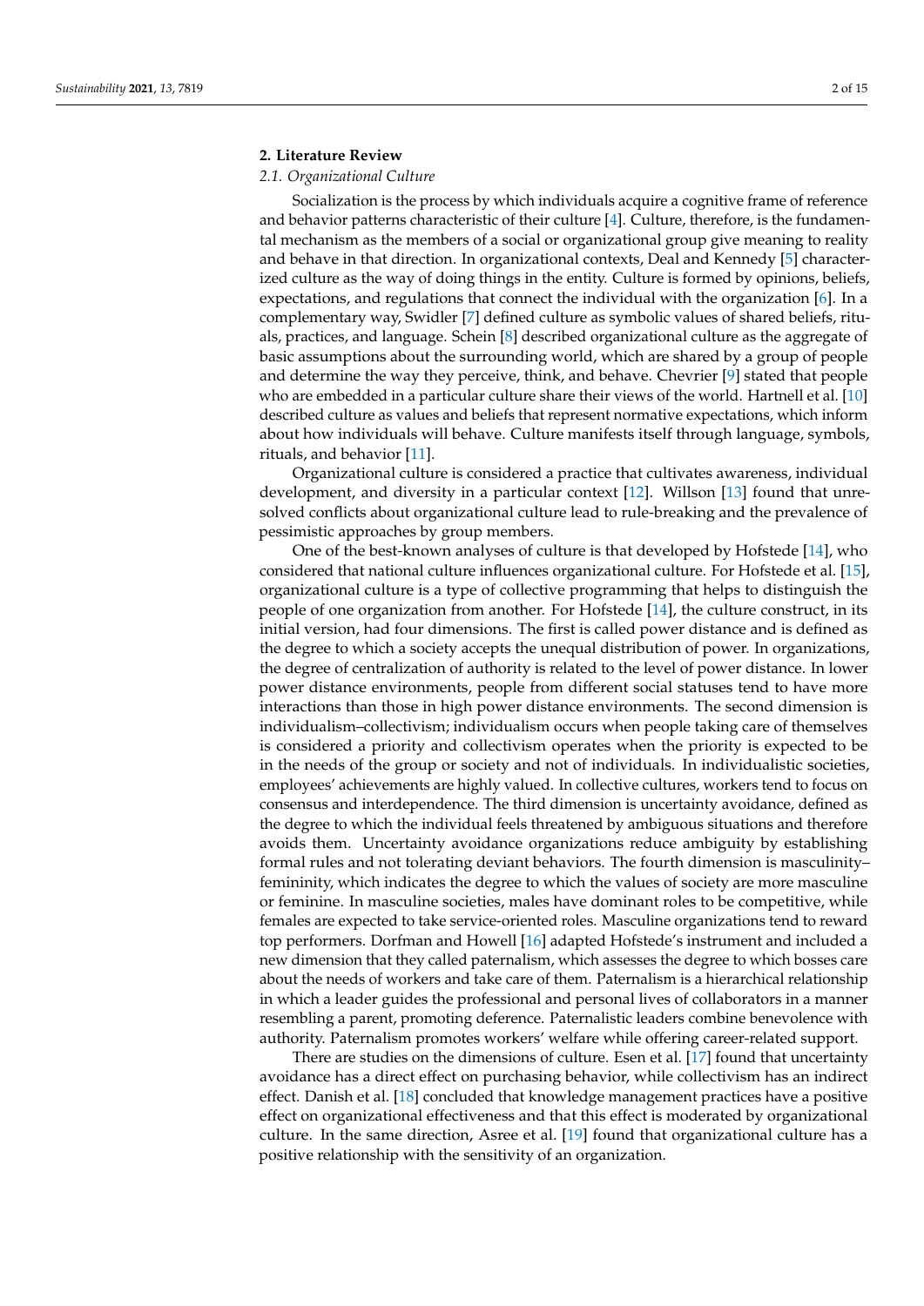## 2. Literature Review

### *2.1. Organizational Culture*

Socialization is the process by which individuals acquire a cognitive frame of reference and behavior patterns characteristic of their culture [4]. Culture, therefore, is the fundamental mechanism as the members of a social or organizational group give meaning to reality and behave in that direction. In organizational contexts, Deal and Kennedy [5] characterized culture as the way of doing things in the entity. Culture is formed by opinions, beliefs, expectations, and regulations that connect the individual with the organization [6]. In a complementary way, Swidler [7] defined culture as symbolic values of shared beliefs, rituals, practices, and language. Schein [8] described organizational culture as the aggregate of basic assumptions about the surrounding world, which are shared by a group of people and determine the way they perceive, think, and behave. Chevrier [9] stated that people who are embedded in a particular culture share their views of the world. Hartnell et al. [10] described culture as values and beliefs that represent normative expectations, which inform about how individuals will behave. Culture manifests itself through language, symbols, rituals, and behavior [11].

Organizational culture is considered a practice that cultivates awareness, individual development, and diversity in a particular context [12]. Willson [13] found that unresolved conflicts about organizational culture lead to rule-breaking and the prevalence of pessimistic approaches by group members.

One of the best-known analyses of culture is that developed by Hofstede [14], who considered that national culture influences organizational culture. For Hofstede et al. [15], organizational culture is a type of collective programming that helps to distinguish the people of one organization from another. For Hofstede [14], the culture construct, in its initial version, had four dimensions. The first is called power distance and is defined as the degree to which a society accepts the unequal distribution of power. In organizations, the degree of centralization of authority is related to the level of power distance. In lower power distance environments, people from different social statuses tend to have more interactions than those in high power distance environments. The second dimension is individualism–collectivism; individualism occurs when people taking care of themselves is considered a priority and collectivism operates when the priority is expected to be in the needs of the group or society and not of individuals. In individualistic societies, employees' achievements are highly valued. In collective cultures, workers tend to focus on consensus and interdependence. The third dimension is uncertainty avoidance, defined as the degree to which the individual feels threatened by ambiguous situations and therefore avoids them. Uncertainty avoidance organizations reduce ambiguity by establishing formal rules and not tolerating deviant behaviors. The fourth dimension is masculinity–femininity, which indicates the degree to which the values of society are more masculine or feminine. In masculine societies, males have dominant roles to be competitive, while females are expected to take service-oriented roles. Masculine organizations tend to reward top performers. Dorfman and Howell [16] adapted Hofstede's instrument and included a new dimension that they called paternalism, which assesses the degree to which bosses care about the needs of workers and take care of them. Paternalism is a hierarchical relationship in which a leader guides the professional and personal lives of collaborators in a manner resembling a parent, promoting deference. Paternalistic leaders combine benevolence with authority. Paternalism promotes workers' welfare while offering career-related support.

There are studies on the dimensions of culture. Esen et al. [17] found that uncertainty avoidance has a direct effect on purchasing behavior, while collectivism has an indirect effect. Danish et al. [18] concluded that knowledge management practices have a positive effect on organizational effectiveness and that this effect is moderated by organizational culture. In the same direction, Asree et al. [19] found that organizational culture has a positive relationship with the sensitivity of an organization.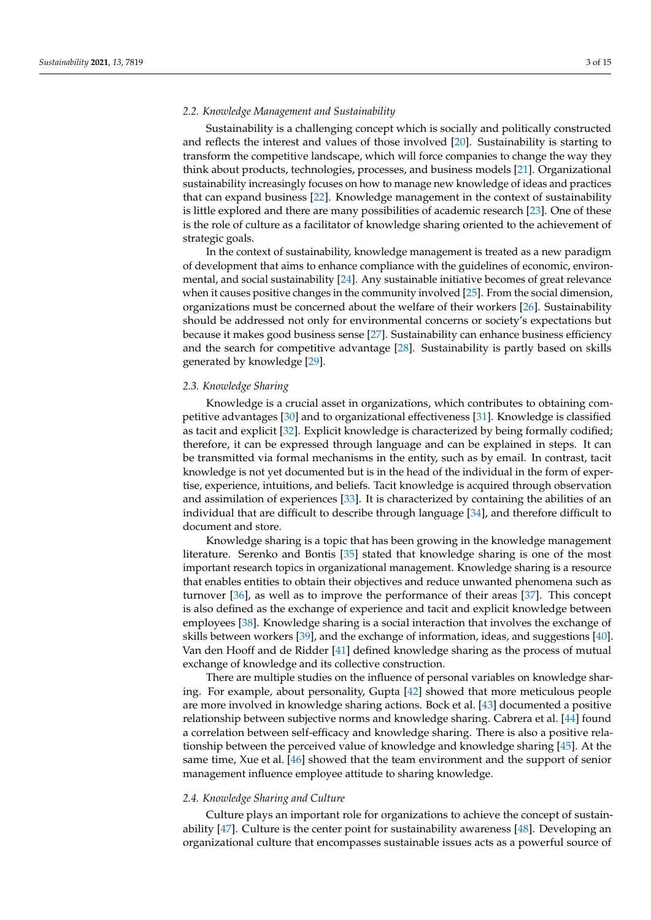### 2.2. Knowledge Management and Sustainability

Sustainability is a challenging concept which is socially and politically constructed and reflects the interest and values of those involved [20]. Sustainability is starting to transform the competitive landscape, which will force companies to change the way they think about products, technologies, processes, and business models [21]. Organizational sustainability increasingly focuses on how to manage new knowledge of ideas and practices that can expand business [22]. Knowledge management in the context of sustainability is little explored and there are many possibilities of academic research [23]. One of these is the role of culture as a facilitator of knowledge sharing oriented to the achievement of strategic goals.

In the context of sustainability, knowledge management is treated as a new paradigm of development that aims to enhance compliance with the guidelines of economic, environmental, and social sustainability [24]. Any sustainable initiative becomes of great relevance when it causes positive changes in the community involved [25]. From the social dimension, organizations must be concerned about the welfare of their workers [26]. Sustainability should be addressed not only for environmental concerns or society's expectations but because it makes good business sense [27]. Sustainability can enhance business efficiency and the search for competitive advantage [28]. Sustainability is partly based on skills generated by knowledge [29].

### 2.3. Knowledge Sharing

Knowledge is a crucial asset in organizations, which contributes to obtaining competitive advantages [30] and to organizational effectiveness [31]. Knowledge is classified as tacit and explicit [32]. Explicit knowledge is characterized by being formally codified; therefore, it can be expressed through language and can be explained in steps. It can be transmitted via formal mechanisms in the entity, such as by email. In contrast, tacit knowledge is not yet documented but is in the head of the individual in the form of expertise, experience, intuitions, and beliefs. Tacit knowledge is acquired through observation and assimilation of experiences [33]. It is characterized by containing the abilities of an individual that are difficult to describe through language [34], and therefore difficult to document and store.

Knowledge sharing is a topic that has been growing in the knowledge management literature. Serenko and Bontis [35] stated that knowledge sharing is one of the most important research topics in organizational management. Knowledge sharing is a resource that enables entities to obtain their objectives and reduce unwanted phenomena such as turnover [36], as well as to improve the performance of their areas [37]. This concept is also defined as the exchange of experience and tacit and explicit knowledge between employees [38]. Knowledge sharing is a social interaction that involves the exchange of skills between workers [39], and the exchange of information, ideas, and suggestions [40]. Van den Hooff and de Ridder [41] defined knowledge sharing as the process of mutual exchange of knowledge and its collective construction.

There are multiple studies on the influence of personal variables on knowledge sharing. For example, about personality, Gupta [42] showed that more meticulous people are more involved in knowledge sharing actions. Bock et al. [43] documented a positive relationship between subjective norms and knowledge sharing. Cabrera et al. [44] found a correlation between self-efficacy and knowledge sharing. There is also a positive relationship between the perceived value of knowledge and knowledge sharing [45]. At the same time, Xue et al. [46] showed that the team environment and the support of senior management influence employee attitude to sharing knowledge.

### 2.4. Knowledge Sharing and Culture

Culture plays an important role for organizations to achieve the concept of sustainability [47]. Culture is the center point for sustainability awareness [48]. Developing an organizational culture that encompasses sustainable issues acts as a powerful source of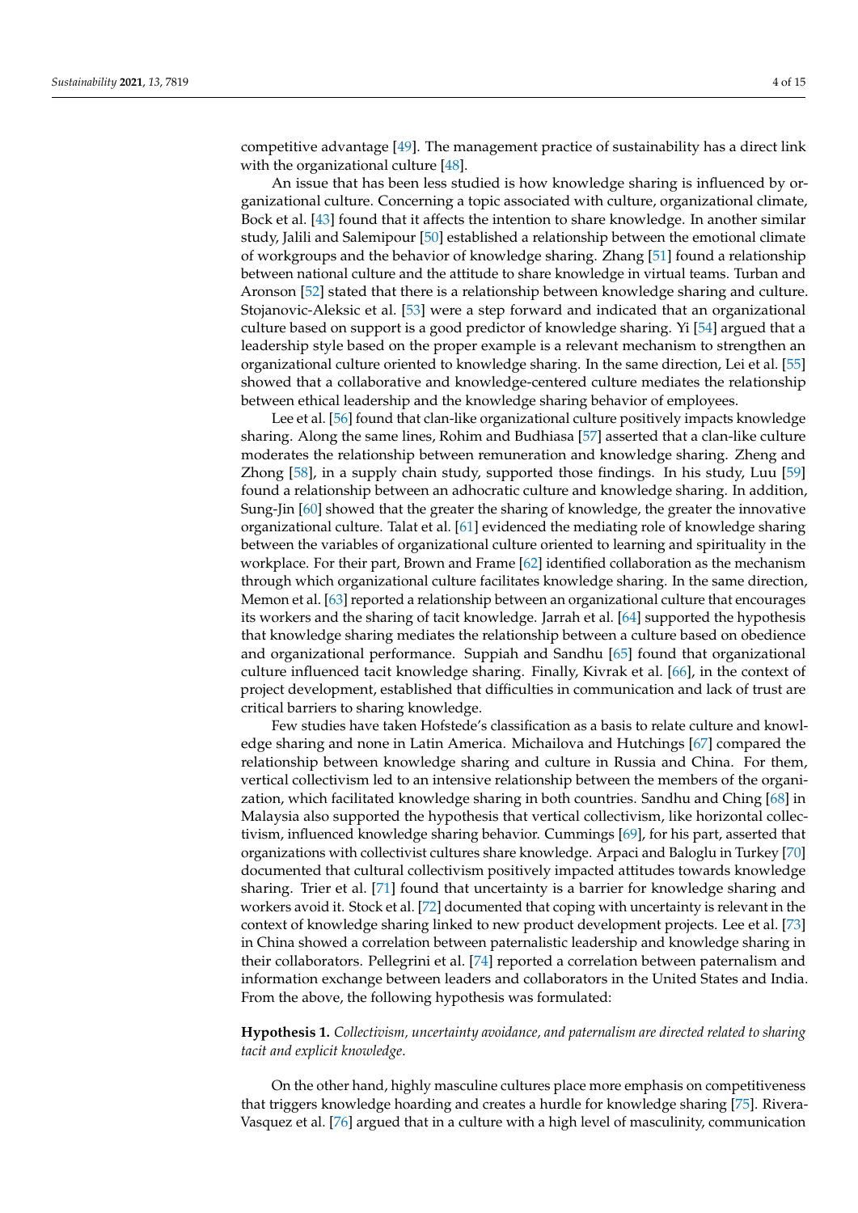competitive advantage [49]. The management practice of sustainability has a direct link with the organizational culture [48].

An issue that has been less studied is how knowledge sharing is influenced by organizational culture. Concerning a topic associated with culture, organizational climate, Bock et al. [43] found that it affects the intention to share knowledge. In another similar study, Jalili and Salemipour [50] established a relationship between the emotional climate of workgroups and the behavior of knowledge sharing. Zhang [51] found a relationship between national culture and the attitude to share knowledge in virtual teams. Turban and Aronson [52] stated that there is a relationship between knowledge sharing and culture. Stojanovic-Aleksic et al. [53] were a step forward and indicated that an organizational culture based on support is a good predictor of knowledge sharing. Yi [54] argued that a leadership style based on the proper example is a relevant mechanism to strengthen an organizational culture oriented to knowledge sharing. In the same direction, Lei et al. [55] showed that a collaborative and knowledge-centered culture mediates the relationship between ethical leadership and the knowledge sharing behavior of employees.

Lee et al. [56] found that clan-like organizational culture positively impacts knowledge sharing. Along the same lines, Rohim and Budhiasa [57] asserted that a clan-like culture moderates the relationship between remuneration and knowledge sharing. Zheng and Zhong [58], in a supply chain study, supported those findings. In his study, Luu [59] found a relationship between an adhocratic culture and knowledge sharing. In addition, Sung-Jin [60] showed that the greater the sharing of knowledge, the greater the innovative organizational culture. Talat et al. [61] evidenced the mediating role of knowledge sharing between the variables of organizational culture oriented to learning and spirituality in the workplace. For their part, Brown and Frame [62] identified collaboration as the mechanism through which organizational culture facilitates knowledge sharing. In the same direction, Memon et al. [63] reported a relationship between an organizational culture that encourages its workers and the sharing of tacit knowledge. Jarrah et al. [64] supported the hypothesis that knowledge sharing mediates the relationship between a culture based on obedience and organizational performance. Suppiah and Sandhu [65] found that organizational culture influenced tacit knowledge sharing. Finally, Kivrak et al. [66], in the context of project development, established that difficulties in communication and lack of trust are critical barriers to sharing knowledge.

Few studies have taken Hofstede's classification as a basis to relate culture and knowledge sharing and none in Latin America. Michailova and Hutchings [67] compared the relationship between knowledge sharing and culture in Russia and China. For them, vertical collectivism led to an intensive relationship between the members of the organization, which facilitated knowledge sharing in both countries. Sandhu and Ching [68] in Malaysia also supported the hypothesis that vertical collectivism, like horizontal collectivism, influenced knowledge sharing behavior. Cummings [69], for his part, asserted that organizations with collectivist cultures share knowledge. Arpaci and Baloglu in Turkey [70] documented that cultural collectivism positively impacted attitudes towards knowledge sharing. Trier et al. [71] found that uncertainty is a barrier for knowledge sharing and workers avoid it. Stock et al. [72] documented that coping with uncertainty is relevant in the context of knowledge sharing linked to new product development projects. Lee et al. [73] in China showed a correlation between paternalistic leadership and knowledge sharing in their collaborators. Pellegrini et al. [74] reported a correlation between paternalism and information exchange between leaders and collaborators in the United States and India. From the above, the following hypothesis was formulated:

**Hypothesis 1.** *Collectivism, uncertainty avoidance, and paternalism are directed related to sharing tacit and explicit knowledge.*

On the other hand, highly masculine cultures place more emphasis on competitiveness that triggers knowledge hoarding and creates a hurdle for knowledge sharing [75]. Rivera-Vasquez et al. [76] argued that in a culture with a high level of masculinity, communication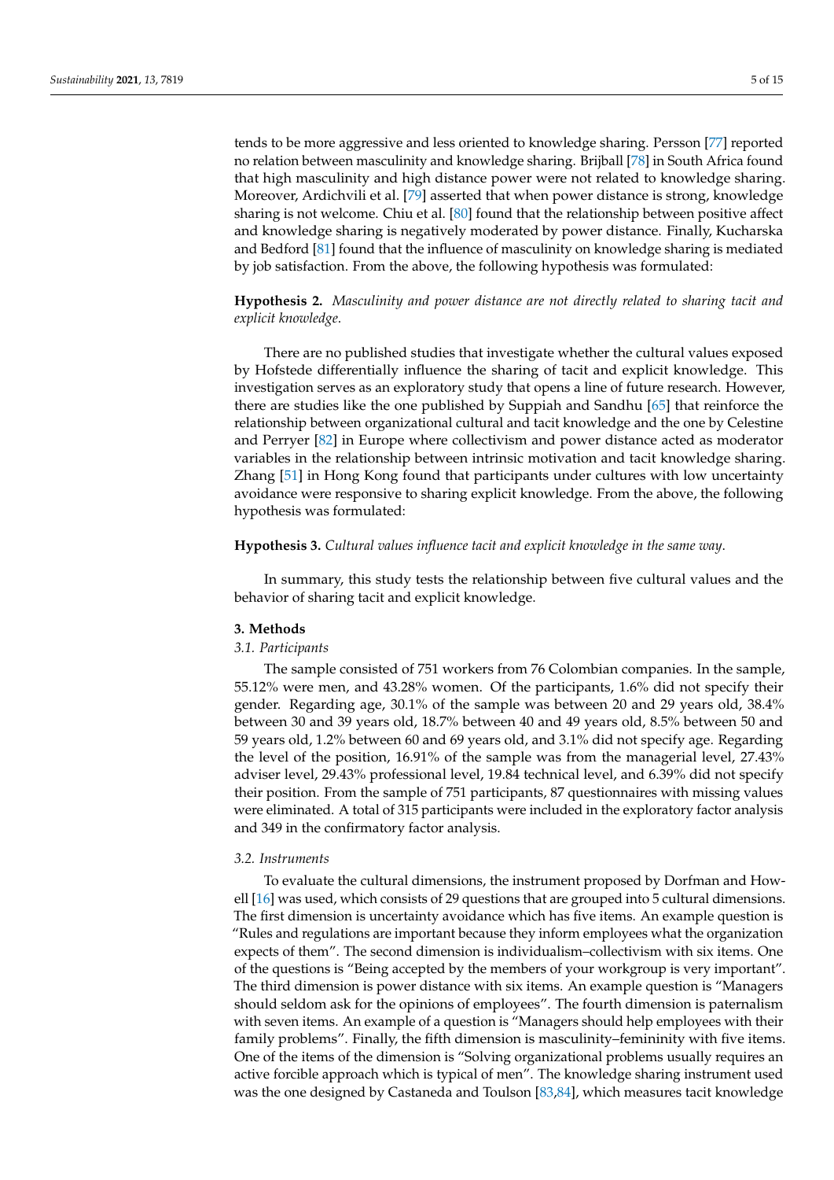tends to be more aggressive and less oriented to knowledge sharing. Persson [77] reported no relation between masculinity and knowledge sharing. Brijball [78] in South Africa found that high masculinity and high distance power were not related to knowledge sharing. Moreover, Ardichvili et al. [79] asserted that when power distance is strong, knowledge sharing is not welcome. Chiu et al. [80] found that the relationship between positive affect and knowledge sharing is negatively moderated by power distance. Finally, Kucharska and Bedford [81] found that the influence of masculinity on knowledge sharing is mediated by job satisfaction. From the above, the following hypothesis was formulated:

**Hypothesis 2.** *Masculinity and power distance are not directly related to sharing tacit and explicit knowledge.*

There are no published studies that investigate whether the cultural values exposed by Hofstede differentially influence the sharing of tacit and explicit knowledge. This investigation serves as an exploratory study that opens a line of future research. However, there are studies like the one published by Suppiah and Sandhu [65] that reinforce the relationship between organizational cultural and tacit knowledge and the one by Celestine and Perryer [82] in Europe where collectivism and power distance acted as moderator variables in the relationship between intrinsic motivation and tacit knowledge sharing. Zhang [51] in Hong Kong found that participants under cultures with low uncertainty avoidance were responsive to sharing explicit knowledge. From the above, the following hypothesis was formulated:

**Hypothesis 3.** *Cultural values influence tacit and explicit knowledge in the same way.*

In summary, this study tests the relationship between five cultural values and the behavior of sharing tacit and explicit knowledge.

## 3. Methods

### 3.1. Participants

The sample consisted of 751 workers from 76 Colombian companies. In the sample, 55.12% were men, and 43.28% women. Of the participants, 1.6% did not specify their gender. Regarding age, 30.1% of the sample was between 20 and 29 years old, 38.4% between 30 and 39 years old, 18.7% between 40 and 49 years old, 8.5% between 50 and 59 years old, 1.2% between 60 and 69 years old, and 3.1% did not specify age. Regarding the level of the position, 16.91% of the sample was from the managerial level, 27.43% adviser level, 29.43% professional level, 19.84 technical level, and 6.39% did not specify their position. From the sample of 751 participants, 87 questionnaires with missing values were eliminated. A total of 315 participants were included in the exploratory factor analysis and 349 in the confirmatory factor analysis.

### 3.2. Instruments

To evaluate the cultural dimensions, the instrument proposed by Dorfman and Howell [16] was used, which consists of 29 questions that are grouped into 5 cultural dimensions. The first dimension is uncertainty avoidance which has five items. An example question is "Rules and regulations are important because they inform employees what the organization expects of them". The second dimension is individualism–collectivism with six items. One of the questions is "Being accepted by the members of your workgroup is very important". The third dimension is power distance with six items. An example question is "Managers should seldom ask for the opinions of employees". The fourth dimension is paternalism with seven items. An example of a question is "Managers should help employees with their family problems". Finally, the fifth dimension is masculinity–femininity with five items. One of the items of the dimension is "Solving organizational problems usually requires an active forcible approach which is typical of men". The knowledge sharing instrument used was the one designed by Castaneda and Toulson [83,84], which measures tacit knowledge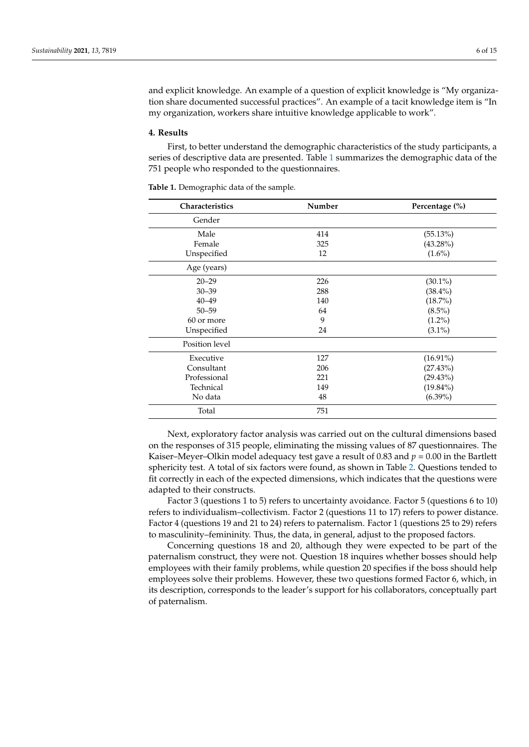and explicit knowledge. An example of a question of explicit knowledge is "My organization share documented successful practices". An example of a tacit knowledge item is "In my organization, workers share intuitive knowledge applicable to work".

## 4. Results

First, to better understand the demographic characteristics of the study participants, a series of descriptive data are presented. Table 1 summarizes the demographic data of the 751 people who responded to the questionnaires.

**Table 1.** Demographic data of the sample.

| Characteristics | Number | Percentage (%) |
|---|---|---|
| Gender | | |
| Male | 414 | (55.13%) |
| Female | 325 | (43.28%) |
| Unspecified | 12 | (1.6%) |
| Age (years) | | |
| 20–29 | 226 | (30.1%) |
| 30–39 | 288 | (38.4%) |
| 40–49 | 140 | (18.7%) |
| 50–59 | 64 | (8.5%) |
| 60 or more | 9 | (1.2%) |
| Unspecified | 24 | (3.1%) |
| Position level | | |
| Executive | 127 | (16.91%) |
| Consultant | 206 | (27.43%) |
| Professional | 221 | (29.43%) |
| Technical | 149 | (19.84%) |
| No data | 48 | (6.39%) |
| Total | 751 | |

Next, exploratory factor analysis was carried out on the cultural dimensions based on the responses of 315 people, eliminating the missing values of 87 questionnaires. The Kaiser–Meyer–Olkin model adequacy test gave a result of 0.83 and $p = 0.00$ in the Bartlett sphericity test. A total of six factors were found, as shown in Table 2. Questions tended to fit correctly in each of the expected dimensions, which indicates that the questions were adapted to their constructs.

Factor 3 (questions 1 to 5) refers to uncertainty avoidance. Factor 5 (questions 6 to 10) refers to individualism–collectivism. Factor 2 (questions 11 to 17) refers to power distance. Factor 4 (questions 19 and 21 to 24) refers to paternalism. Factor 1 (questions 25 to 29) refers to masculinity–femininity. Thus, the data, in general, adjust to the proposed factors.

Concerning questions 18 and 20, although they were expected to be part of the paternalism construct, they were not. Question 18 inquires whether bosses should help employees with their family problems, while question 20 specifies if the boss should help employees solve their problems. However, these two questions formed Factor 6, which, in its description, corresponds to the leader's support for his collaborators, conceptually part of paternalism.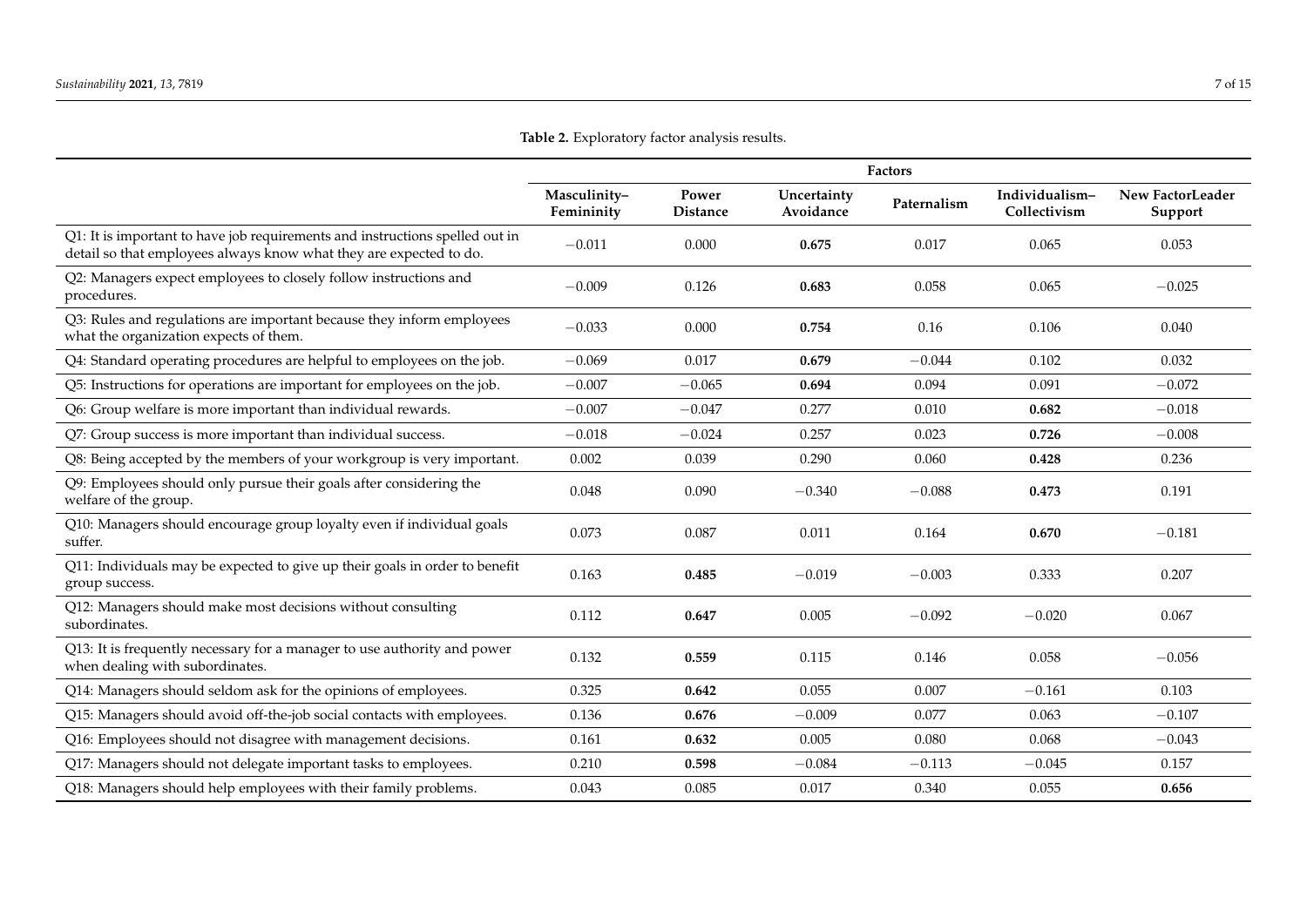**Table 2.** Exploratory factor analysis results.

| | Factors | | | | | |
|---|---|---|---|---|---|---|
| | Masculinity–Femininity | Power Distance | Uncertainty Avoidance | Paternalism | Individualism–Collectivism | New FactorLeader Support |
| Q1: It is important to have job requirements and instructions spelled out in detail so that employees always know what they are expected to do. | −0.011 | 0.000 | **0.675** | 0.017 | 0.065 | 0.053 |
| Q2: Managers expect employees to closely follow instructions and procedures. | −0.009 | 0.126 | **0.683** | 0.058 | 0.065 | −0.025 |
| Q3: Rules and regulations are important because they inform employees what the organization expects of them. | −0.033 | 0.000 | **0.754** | 0.16 | 0.106 | 0.040 |
| Q4: Standard operating procedures are helpful to employees on the job. | −0.069 | 0.017 | **0.679** | −0.044 | 0.102 | 0.032 |
| Q5: Instructions for operations are important for employees on the job. | −0.007 | −0.065 | **0.694** | 0.094 | 0.091 | −0.072 |
| Q6: Group welfare is more important than individual rewards. | −0.007 | −0.047 | 0.277 | 0.010 | **0.682** | −0.018 |
| Q7: Group success is more important than individual success. | −0.018 | −0.024 | 0.257 | 0.023 | **0.726** | −0.008 |
| Q8: Being accepted by the members of your workgroup is very important. | 0.002 | 0.039 | 0.290 | 0.060 | **0.428** | 0.236 |
| Q9: Employees should only pursue their goals after considering the welfare of the group. | 0.048 | 0.090 | −0.340 | −0.088 | **0.473** | 0.191 |
| Q10: Managers should encourage group loyalty even if individual goals suffer. | 0.073 | 0.087 | 0.011 | 0.164 | **0.670** | −0.181 |
| Q11: Individuals may be expected to give up their goals in order to benefit group success. | 0.163 | **0.485** | −0.019 | −0.003 | 0.333 | 0.207 |
| Q12: Managers should make most decisions without consulting subordinates. | 0.112 | **0.647** | 0.005 | −0.092 | −0.020 | 0.067 |
| Q13: It is frequently necessary for a manager to use authority and power when dealing with subordinates. | 0.132 | **0.559** | 0.115 | 0.146 | 0.058 | −0.056 |
| Q14: Managers should seldom ask for the opinions of employees. | 0.325 | **0.642** | 0.055 | 0.007 | −0.161 | 0.103 |
| Q15: Managers should avoid off-the-job social contacts with employees. | 0.136 | **0.676** | −0.009 | 0.077 | 0.063 | −0.107 |
| Q16: Employees should not disagree with management decisions. | 0.161 | **0.632** | 0.005 | 0.080 | 0.068 | −0.043 |
| Q17: Managers should not delegate important tasks to employees. | 0.210 | **0.598** | −0.084 | −0.113 | −0.045 | 0.157 |
| Q18: Managers should help employees with their family problems. | 0.043 | 0.085 | 0.017 | 0.340 | 0.055 | **0.656** |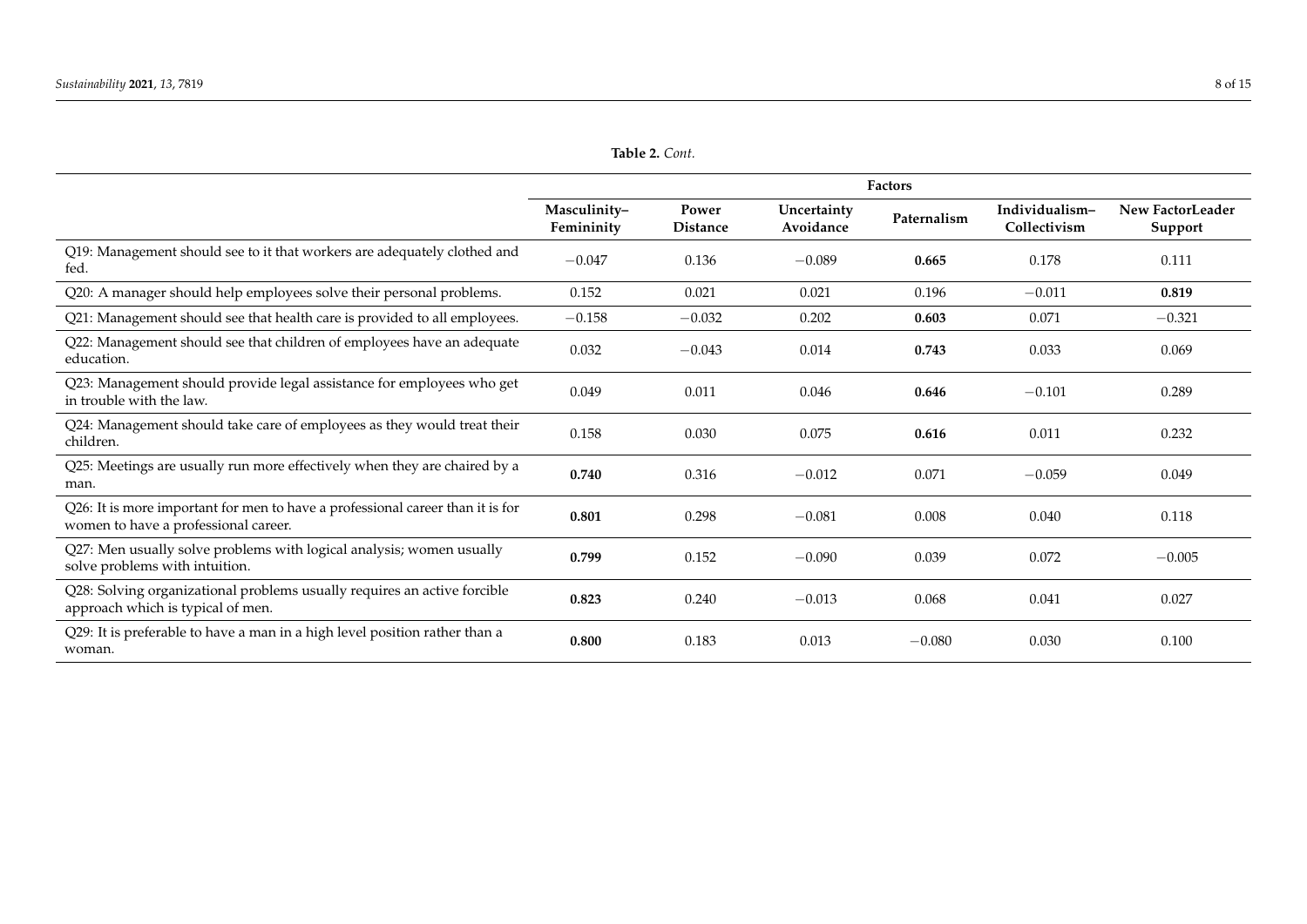**Table 2.** *Cont.*

| | Factors | | | | | |
|---|---|---|---|---|---|---|
| | **Masculinity–Femininity** | **Power Distance** | **Uncertainty Avoidance** | **Paternalism** | **Individualism–Collectivism** | **New FactorLeader Support** |
| Q19: Management should see to it that workers are adequately clothed and fed. | −0.047 | 0.136 | −0.089 | **0.665** | 0.178 | 0.111 |
| Q20: A manager should help employees solve their personal problems. | 0.152 | 0.021 | 0.021 | 0.196 | −0.011 | **0.819** |
| Q21: Management should see that health care is provided to all employees. | −0.158 | −0.032 | 0.202 | **0.603** | 0.071 | −0.321 |
| Q22: Management should see that children of employees have an adequate education. | 0.032 | −0.043 | 0.014 | **0.743** | 0.033 | 0.069 |
| Q23: Management should provide legal assistance for employees who get in trouble with the law. | 0.049 | 0.011 | 0.046 | **0.646** | −0.101 | 0.289 |
| Q24: Management should take care of employees as they would treat their children. | 0.158 | 0.030 | 0.075 | **0.616** | 0.011 | 0.232 |
| Q25: Meetings are usually run more effectively when they are chaired by a man. | **0.740** | 0.316 | −0.012 | 0.071 | −0.059 | 0.049 |
| Q26: It is more important for men to have a professional career than it is for women to have a professional career. | **0.801** | 0.298 | −0.081 | 0.008 | 0.040 | 0.118 |
| Q27: Men usually solve problems with logical analysis; women usually solve problems with intuition. | **0.799** | 0.152 | −0.090 | 0.039 | 0.072 | −0.005 |
| Q28: Solving organizational problems usually requires an active forcible approach which is typical of men. | **0.823** | 0.240 | −0.013 | 0.068 | 0.041 | 0.027 |
| Q29: It is preferable to have a man in a high level position rather than a woman. | **0.800** | 0.183 | 0.013 | −0.080 | 0.030 | 0.100 |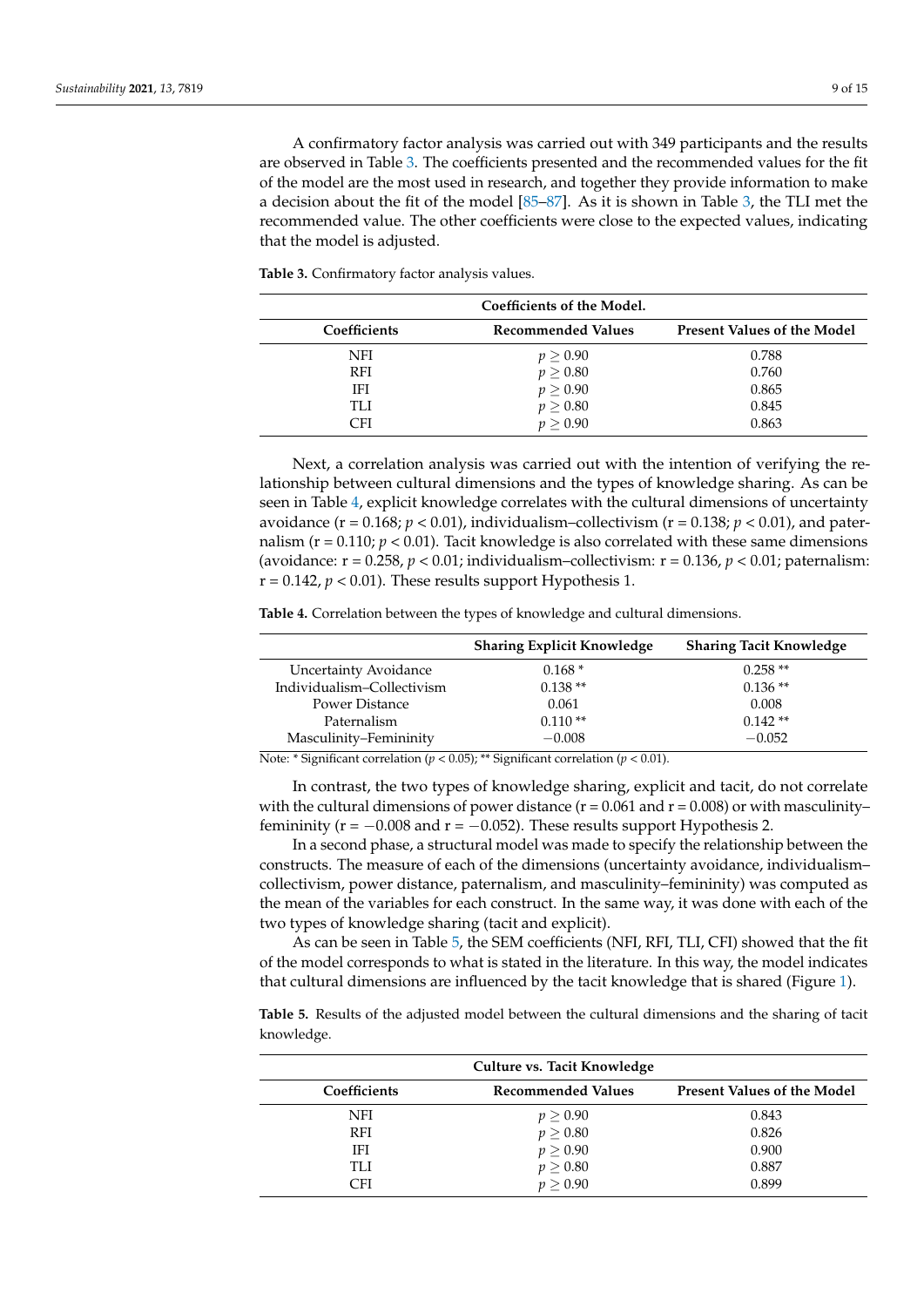A confirmatory factor analysis was carried out with 349 participants and the results are observed in Table 3. The coefficients presented and the recommended values for the fit of the model are the most used in research, and together they provide information to make a decision about the fit of the model [85–87]. As it is shown in Table 3, the TLI met the recommended value. The other coefficients were close to the expected values, indicating that the model is adjusted.

**Table 3.** Confirmatory factor analysis values.

| Coefficients of the Model. | | |
|---|---|---|
| **Coefficients** | **Recommended Values** | **Present Values of the Model** |
| NFI | $p \geq 0.90$ | 0.788 |
| RFI | $p \geq 0.80$ | 0.760 |
| IFI | $p \geq 0.90$ | 0.865 |
| TLI | $p \geq 0.80$ | 0.845 |
| CFI | $p \geq 0.90$ | 0.863 |

Next, a correlation analysis was carried out with the intention of verifying the relationship between cultural dimensions and the types of knowledge sharing. As can be seen in Table 4, explicit knowledge correlates with the cultural dimensions of uncertainty avoidance ($r = 0.168$; $p < 0.01$), individualism–collectivism ($r = 0.138$; $p < 0.01$), and paternalism ($r = 0.110$; $p < 0.01$). Tacit knowledge is also correlated with these same dimensions (avoidance: $r = 0.258$, $p < 0.01$; individualism–collectivism: $r = 0.136$, $p < 0.01$; paternalism: $r = 0.142$, $p < 0.01$). These results support Hypothesis 1.

**Table 4.** Correlation between the types of knowledge and cultural dimensions.

| | Sharing Explicit Knowledge | Sharing Tacit Knowledge |
|---|---|---|
| Uncertainty Avoidance | 0.168 * | 0.258 ** |
| Individualism–Collectivism | 0.138 ** | 0.136 ** |
| Power Distance | 0.061 | 0.008 |
| Paternalism | 0.110 ** | 0.142 ** |
| Masculinity–Femininity | −0.008 | −0.052 |

Note: * Significant correlation ($p < 0.05$); ** Significant correlation ($p < 0.01$).

In contrast, the two types of knowledge sharing, explicit and tacit, do not correlate with the cultural dimensions of power distance ($r = 0.061$ and $r = 0.008$) or with masculinity–femininity ($r = -0.008$ and $r = -0.052$). These results support Hypothesis 2.

In a second phase, a structural model was made to specify the relationship between the constructs. The measure of each of the dimensions (uncertainty avoidance, individualism–collectivism, power distance, paternalism, and masculinity–femininity) was computed as the mean of the variables for each construct. In the same way, it was done with each of the two types of knowledge sharing (tacit and explicit).

As can be seen in Table 5, the SEM coefficients (NFI, RFI, TLI, CFI) showed that the fit of the model corresponds to what is stated in the literature. In this way, the model indicates that cultural dimensions are influenced by the tacit knowledge that is shared (Figure 1).

**Table 5.** Results of the adjusted model between the cultural dimensions and the sharing of tacit knowledge.

| Culture vs. Tacit Knowledge | | |
|---|---|---|
| **Coefficients** | **Recommended Values** | **Present Values of the Model** |
| NFI | $p \geq 0.90$ | 0.843 |
| RFI | $p \geq 0.80$ | 0.826 |
| IFI | $p \geq 0.90$ | 0.900 |
| TLI | $p \geq 0.80$ | 0.887 |
| CFI | $p \geq 0.90$ | 0.899 |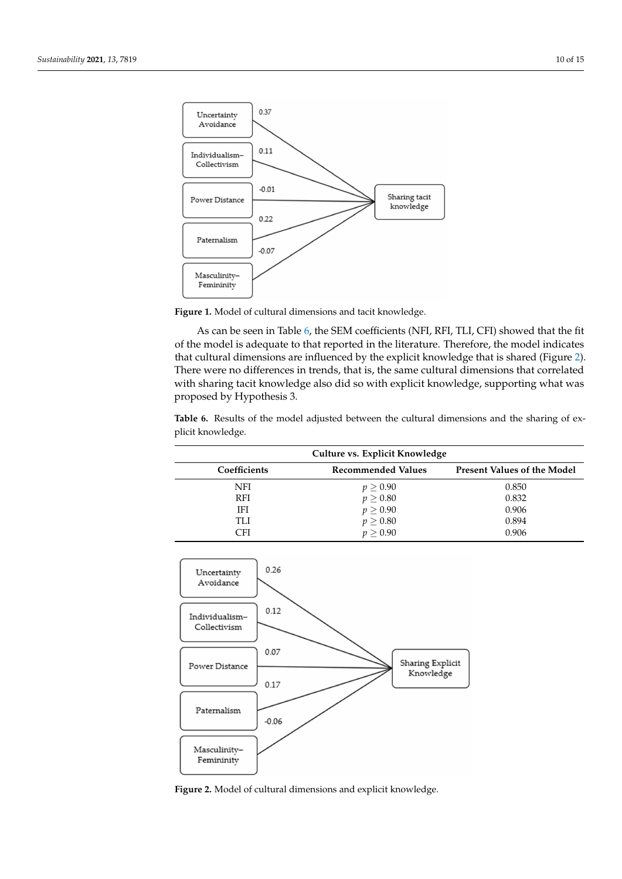Figure 1. Model of cultural dimensions and tacit knowledge.

As can be seen in Table 6, the SEM coefficients (NFI, RFI, TLI, CFI) showed that the fit of the model is adequate to that reported in the literature. Therefore, the model indicates that cultural dimensions are influenced by the explicit knowledge that is shared (Figure 2). There were no differences in trends, that is, the same cultural dimensions that correlated with sharing tacit knowledge also did so with explicit knowledge, supporting what was proposed by Hypothesis 3.

**Table 6.** Results of the model adjusted between the cultural dimensions and the sharing of explicit knowledge.

| Culture vs. Explicit Knowledge | | |
|---|---|---|
| **Coefficients** | **Recommended Values** | **Present Values of the Model** |
| NFI | $p \geq 0.90$ | 0.850 |
| RFI | $p \geq 0.80$ | 0.832 |
| IFI | $p \geq 0.90$ | 0.906 |
| TLI | $p \geq 0.80$ | 0.894 |
| CFI | $p \geq 0.90$ | 0.906 |

Figure 2. Model of cultural dimensions and explicit knowledge.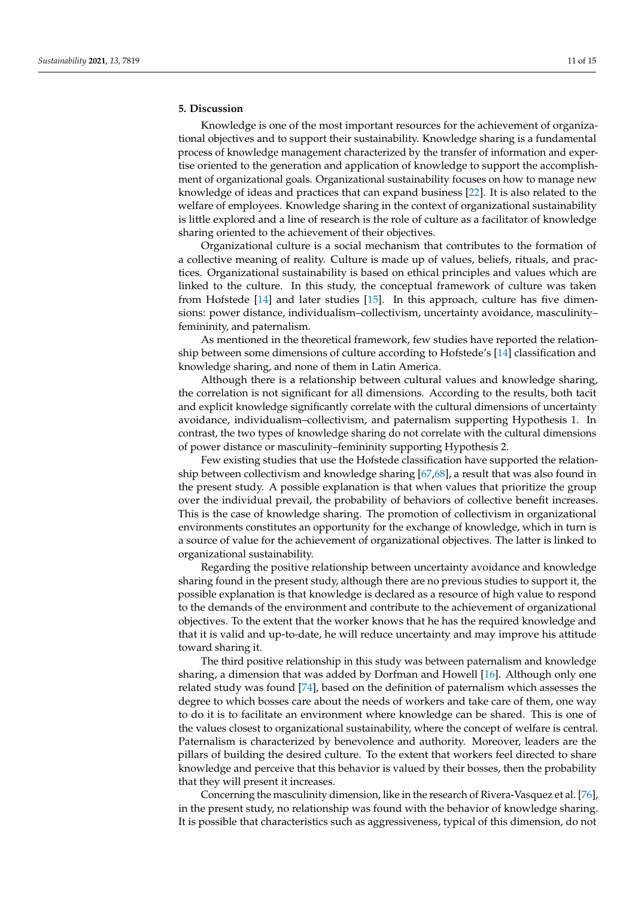## 5. Discussion

Knowledge is one of the most important resources for the achievement of organizational objectives and to support their sustainability. Knowledge sharing is a fundamental process of knowledge management characterized by the transfer of information and expertise oriented to the generation and application of knowledge to support the accomplishment of organizational goals. Organizational sustainability focuses on how to manage new knowledge of ideas and practices that can expand business [22]. It is also related to the welfare of employees. Knowledge sharing in the context of organizational sustainability is little explored and a line of research is the role of culture as a facilitator of knowledge sharing oriented to the achievement of their objectives.

Organizational culture is a social mechanism that contributes to the formation of a collective meaning of reality. Culture is made up of values, beliefs, rituals, and practices. Organizational sustainability is based on ethical principles and values which are linked to the culture. In this study, the conceptual framework of culture was taken from Hofstede [14] and later studies [15]. In this approach, culture has five dimensions: power distance, individualism–collectivism, uncertainty avoidance, masculinity–femininity, and paternalism.

As mentioned in the theoretical framework, few studies have reported the relationship between some dimensions of culture according to Hofstede's [14] classification and knowledge sharing, and none of them in Latin America.

Although there is a relationship between cultural values and knowledge sharing, the correlation is not significant for all dimensions. According to the results, both tacit and explicit knowledge significantly correlate with the cultural dimensions of uncertainty avoidance, individualism–collectivism, and paternalism supporting Hypothesis 1. In contrast, the two types of knowledge sharing do not correlate with the cultural dimensions of power distance or masculinity–femininity supporting Hypothesis 2.

Few existing studies that use the Hofstede classification have supported the relationship between collectivism and knowledge sharing [67,68], a result that was also found in the present study. A possible explanation is that when values that prioritize the group over the individual prevail, the probability of behaviors of collective benefit increases. This is the case of knowledge sharing. The promotion of collectivism in organizational environments constitutes an opportunity for the exchange of knowledge, which in turn is a source of value for the achievement of organizational objectives. The latter is linked to organizational sustainability.

Regarding the positive relationship between uncertainty avoidance and knowledge sharing found in the present study, although there are no previous studies to support it, the possible explanation is that knowledge is declared as a resource of high value to respond to the demands of the environment and contribute to the achievement of organizational objectives. To the extent that the worker knows that he has the required knowledge and that it is valid and up-to-date, he will reduce uncertainty and may improve his attitude toward sharing it.

The third positive relationship in this study was between paternalism and knowledge sharing, a dimension that was added by Dorfman and Howell [16]. Although only one related study was found [74], based on the definition of paternalism which assesses the degree to which bosses care about the needs of workers and take care of them, one way to do it is to facilitate an environment where knowledge can be shared. This is one of the values closest to organizational sustainability, where the concept of welfare is central. Paternalism is characterized by benevolence and authority. Moreover, leaders are the pillars of building the desired culture. To the extent that workers feel directed to share knowledge and perceive that this behavior is valued by their bosses, then the probability that they will present it increases.

Concerning the masculinity dimension, like in the research of Rivera-Vasquez et al. [76], in the present study, no relationship was found with the behavior of knowledge sharing. It is possible that characteristics such as aggressiveness, typical of this dimension, do not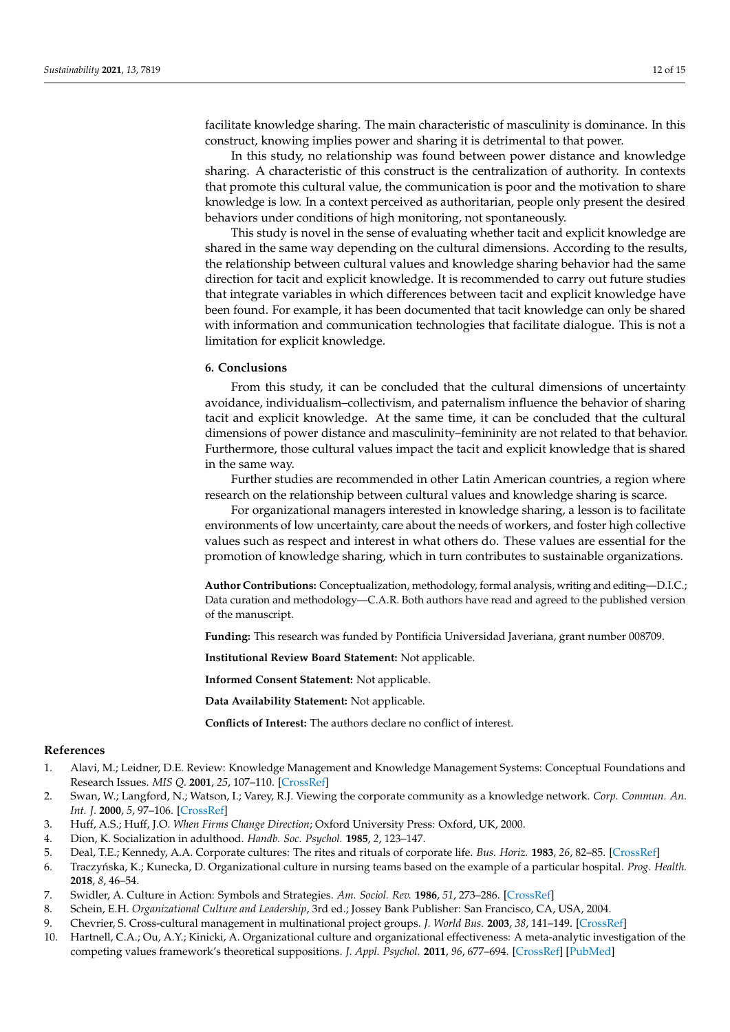facilitate knowledge sharing. The main characteristic of masculinity is dominance. In this construct, knowing implies power and sharing it is detrimental to that power.

In this study, no relationship was found between power distance and knowledge sharing. A characteristic of this construct is the centralization of authority. In contexts that promote this cultural value, the communication is poor and the motivation to share knowledge is low. In a context perceived as authoritarian, people only present the desired behaviors under conditions of high monitoring, not spontaneously.

This study is novel in the sense of evaluating whether tacit and explicit knowledge are shared in the same way depending on the cultural dimensions. According to the results, the relationship between cultural values and knowledge sharing behavior had the same direction for tacit and explicit knowledge. It is recommended to carry out future studies that integrate variables in which differences between tacit and explicit knowledge have been found. For example, it has been documented that tacit knowledge can only be shared with information and communication technologies that facilitate dialogue. This is not a limitation for explicit knowledge.

## 6. Conclusions

From this study, it can be concluded that the cultural dimensions of uncertainty avoidance, individualism–collectivism, and paternalism influence the behavior of sharing tacit and explicit knowledge. At the same time, it can be concluded that the cultural dimensions of power distance and masculinity–femininity are not related to that behavior. Furthermore, those cultural values impact the tacit and explicit knowledge that is shared in the same way.

Further studies are recommended in other Latin American countries, a region where research on the relationship between cultural values and knowledge sharing is scarce.

For organizational managers interested in knowledge sharing, a lesson is to facilitate environments of low uncertainty, care about the needs of workers, and foster high collective values such as respect and interest in what others do. These values are essential for the promotion of knowledge sharing, which in turn contributes to sustainable organizations.

**Author Contributions:** Conceptualization, methodology, formal analysis, writing and editing—D.I.C.; Data curation and methodology—C.A.R. Both authors have read and agreed to the published version of the manuscript.

**Funding:** This research was funded by Pontificia Universidad Javeriana, grant number 008709.

**Institutional Review Board Statement:** Not applicable.

**Informed Consent Statement:** Not applicable.

**Data Availability Statement:** Not applicable.

**Conflicts of Interest:** The authors declare no conflict of interest.

## References

1. Alavi, M.; Leidner, D.E. Review: Knowledge Management and Knowledge Management Systems: Conceptual Foundations and Research Issues. *MIS Q.* **2001**, *25*, 107–110. [CrossRef]
2. Swan, W.; Langford, N.; Watson, I.; Varey, R.J. Viewing the corporate community as a knowledge network. *Corp. Commun. An. Int. J.* **2000**, *5*, 97–106. [CrossRef]
3. Huff, A.S.; Huff, J.O. *When Firms Change Direction*; Oxford University Press: Oxford, UK, 2000.
4. Dion, K. Socialization in adulthood. *Handb. Soc. Psychol.* **1985**, *2*, 123–147.
5. Deal, T.E.; Kennedy, A.A. Corporate cultures: The rites and rituals of corporate life. *Bus. Horiz.* **1983**, *26*, 82–85. [CrossRef]
6. Traczyńska, K.; Kunecka, D. Organizational culture in nursing teams based on the example of a particular hospital. *Prog. Health.* **2018**, *8*, 46–54.
7. Swidler, A. Culture in Action: Symbols and Strategies. *Am. Sociol. Rev.* **1986**, *51*, 273–286. [CrossRef]
8. Schein, E.H. *Organizational Culture and Leadership*, 3rd ed.; Jossey Bank Publisher: San Francisco, CA, USA, 2004.
9. Chevrier, S. Cross-cultural management in multinational project groups. *J. World Bus.* **2003**, *38*, 141–149. [CrossRef]
10. Hartnell, C.A.; Ou, A.Y.; Kinicki, A. Organizational culture and organizational effectiveness: A meta-analytic investigation of the competing values framework's theoretical suppositions. *J. Appl. Psychol.* **2011**, *96*, 677–694. [CrossRef] [PubMed]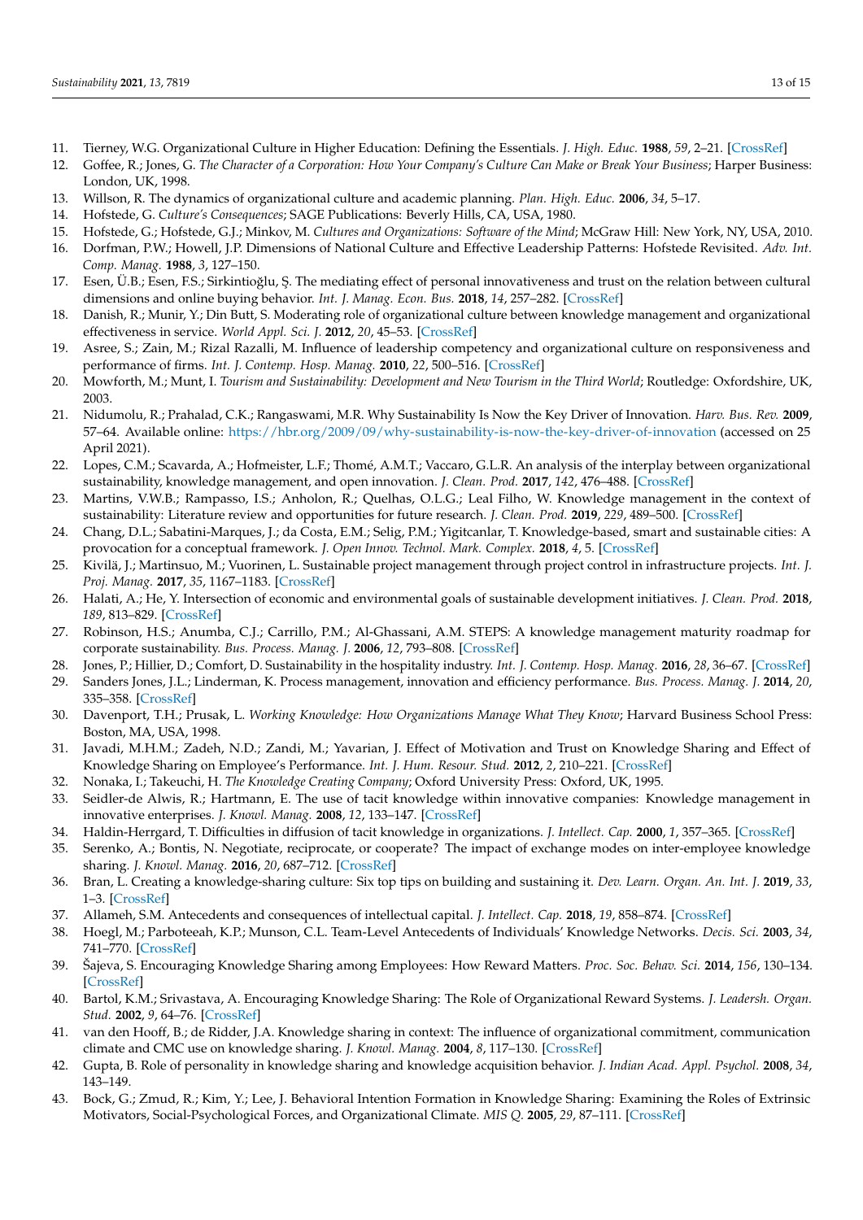11. Tierney, W.G. Organizational Culture in Higher Education: Defining the Essentials. *J. High. Educ.* **1988**, *59*, 2–21. [CrossRef]
12. Goffee, R.; Jones, G. *The Character of a Corporation: How Your Company's Culture Can Make or Break Your Business*; Harper Business: London, UK, 1998.
13. Willson, R. The dynamics of organizational culture and academic planning. *Plan. High. Educ.* **2006**, *34*, 5–17.
14. Hofstede, G. *Culture's Consequences*; SAGE Publications: Beverly Hills, CA, USA, 1980.
15. Hofstede, G.; Hofstede, G.J.; Minkov, M. *Cultures and Organizations: Software of the Mind*; McGraw Hill: New York, NY, USA, 2010.
16. Dorfman, P.W.; Howell, J.P. Dimensions of National Culture and Effective Leadership Patterns: Hofstede Revisited. *Adv. Int. Comp. Manag.* **1988**, *3*, 127–150.
17. Esen, Ü.B.; Esen, F.S.; Sirkintioğlu, Ş. The mediating effect of personal innovativeness and trust on the relation between cultural dimensions and online buying behavior. *Int. J. Manag. Econ. Bus.* **2018**, *14*, 257–282. [CrossRef]
18. Danish, R.; Munir, Y.; Din Butt, S. Moderating role of organizational culture between knowledge management and organizational effectiveness in service. *World Appl. Sci. J.* **2012**, *20*, 45–53. [CrossRef]
19. Asree, S.; Zain, M.; Rizal Razalli, M. Influence of leadership competency and organizational culture on responsiveness and performance of firms. *Int. J. Contemp. Hosp. Manag.* **2010**, *22*, 500–516. [CrossRef]
20. Mowforth, M.; Munt, I. *Tourism and Sustainability: Development and New Tourism in the Third World*; Routledge: Oxfordshire, UK, 2003.
21. Nidumolu, R.; Prahalad, C.K.; Rangaswami, M.R. Why Sustainability Is Now the Key Driver of Innovation. *Harv. Bus. Rev.* **2009**, 57–64. Available online: https://hbr.org/2009/09/why-sustainability-is-now-the-key-driver-of-innovation (accessed on 25 April 2021).
22. Lopes, C.M.; Scavarda, A.; Hofmeister, L.F.; Thomé, A.M.T.; Vaccaro, G.L.R. An analysis of the interplay between organizational sustainability, knowledge management, and open innovation. *J. Clean. Prod.* **2017**, *142*, 476–488. [CrossRef]
23. Martins, V.W.B.; Rampasso, I.S.; Anholon, R.; Quelhas, O.L.G.; Leal Filho, W. Knowledge management in the context of sustainability: Literature review and opportunities for future research. *J. Clean. Prod.* **2019**, *229*, 489–500. [CrossRef]
24. Chang, D.L.; Sabatini-Marques, J.; da Costa, E.M.; Selig, P.M.; Yigitcanlar, T. Knowledge-based, smart and sustainable cities: A provocation for a conceptual framework. *J. Open Innov. Technol. Mark. Complex.* **2018**, *4*, 5. [CrossRef]
25. Kivilä, J.; Martinsuo, M.; Vuorinen, L. Sustainable project management through project control in infrastructure projects. *Int. J. Proj. Manag.* **2017**, *35*, 1167–1183. [CrossRef]
26. Halati, A.; He, Y. Intersection of economic and environmental goals of sustainable development initiatives. *J. Clean. Prod.* **2018**, *189*, 813–829. [CrossRef]
27. Robinson, H.S.; Anumba, C.J.; Carrillo, P.M.; Al-Ghassani, A.M. STEPS: A knowledge management maturity roadmap for corporate sustainability. *Bus. Process. Manag. J.* **2006**, *12*, 793–808. [CrossRef]
28. Jones, P.; Hillier, D.; Comfort, D. Sustainability in the hospitality industry. *Int. J. Contemp. Hosp. Manag.* **2016**, *28*, 36–67. [CrossRef]
29. Sanders Jones, J.L.; Linderman, K. Process management, innovation and efficiency performance. *Bus. Process. Manag. J.* **2014**, *20*, 335–358. [CrossRef]
30. Davenport, T.H.; Prusak, L. *Working Knowledge: How Organizations Manage What They Know*; Harvard Business School Press: Boston, MA, USA, 1998.
31. Javadi, M.H.M.; Zadeh, N.D.; Zandi, M.; Yavarian, J. Effect of Motivation and Trust on Knowledge Sharing and Effect of Knowledge Sharing on Employee's Performance. *Int. J. Hum. Resour. Stud.* **2012**, *2*, 210–221. [CrossRef]
32. Nonaka, I.; Takeuchi, H. *The Knowledge Creating Company*; Oxford University Press: Oxford, UK, 1995.
33. Seidler-de Alwis, R.; Hartmann, E. The use of tacit knowledge within innovative companies: Knowledge management in innovative enterprises. *J. Knowl. Manag.* **2008**, *12*, 133–147. [CrossRef]
34. Haldin-Herrgard, T. Difficulties in diffusion of tacit knowledge in organizations. *J. Intellect. Cap.* **2000**, *1*, 357–365. [CrossRef]
35. Serenko, A.; Bontis, N. Negotiate, reciprocate, or cooperate? The impact of exchange modes on inter-employee knowledge sharing. *J. Knowl. Manag.* **2016**, *20*, 687–712. [CrossRef]
36. Bran, L. Creating a knowledge-sharing culture: Six top tips on building and sustaining it. *Dev. Learn. Organ. An. Int. J.* **2019**, *33*, 1–3. [CrossRef]
37. Allameh, S.M. Antecedents and consequences of intellectual capital. *J. Intellect. Cap.* **2018**, *19*, 858–874. [CrossRef]
38. Hoegl, M.; Parboteeah, K.P.; Munson, C.L. Team-Level Antecedents of Individuals' Knowledge Networks. *Decis. Sci.* **2003**, *34*, 741–770. [CrossRef]
39. Šajeva, S. Encouraging Knowledge Sharing among Employees: How Reward Matters. *Proc. Soc. Behav. Sci.* **2014**, *156*, 130–134. [CrossRef]
40. Bartol, K.M.; Srivastava, A. Encouraging Knowledge Sharing: The Role of Organizational Reward Systems. *J. Leadersh. Organ. Stud.* **2002**, *9*, 64–76. [CrossRef]
41. van den Hooff, B.; de Ridder, J.A. Knowledge sharing in context: The influence of organizational commitment, communication climate and CMC use on knowledge sharing. *J. Knowl. Manag.* **2004**, *8*, 117–130. [CrossRef]
42. Gupta, B. Role of personality in knowledge sharing and knowledge acquisition behavior. *J. Indian Acad. Appl. Psychol.* **2008**, *34*, 143–149.
43. Bock, G.; Zmud, R.; Kim, Y.; Lee, J. Behavioral Intention Formation in Knowledge Sharing: Examining the Roles of Extrinsic Motivators, Social-Psychological Forces, and Organizational Climate. *MIS Q.* **2005**, *29*, 87–111. [CrossRef]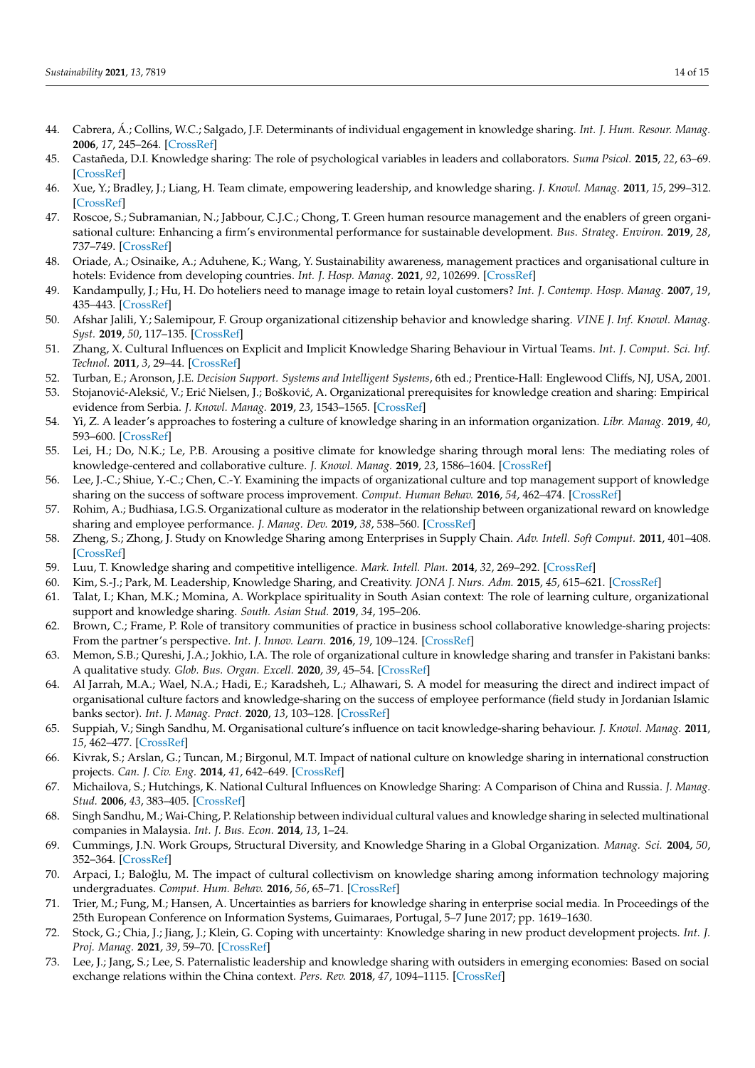44. Cabrera, Á.; Collins, W.C.; Salgado, J.F. Determinants of individual engagement in knowledge sharing. *Int. J. Hum. Resour. Manag.* **2006**, *17*, 245–264. [CrossRef]
45. Castañeda, D.I. Knowledge sharing: The role of psychological variables in leaders and collaborators. *Suma Psicol.* **2015**, *22*, 63–69. [CrossRef]
46. Xue, Y.; Bradley, J.; Liang, H. Team climate, empowering leadership, and knowledge sharing. *J. Knowl. Manag.* **2011**, *15*, 299–312. [CrossRef]
47. Roscoe, S.; Subramanian, N.; Jabbour, C.J.C.; Chong, T. Green human resource management and the enablers of green organisational culture: Enhancing a firm's environmental performance for sustainable development. *Bus. Strateg. Environ.* **2019**, *28*, 737–749. [CrossRef]
48. Oriade, A.; Osinaike, A.; Aduhene, K.; Wang, Y. Sustainability awareness, management practices and organisational culture in hotels: Evidence from developing countries. *Int. J. Hosp. Manag.* **2021**, *92*, 102699. [CrossRef]
49. Kandampully, J.; Hu, H. Do hoteliers need to manage image to retain loyal customers? *Int. J. Contemp. Hosp. Manag.* **2007**, *19*, 435–443. [CrossRef]
50. Afshar Jalili, Y.; Salemipour, F. Group organizational citizenship behavior and knowledge sharing. *VINE J. Inf. Knowl. Manag. Syst.* **2019**, *50*, 117–135. [CrossRef]
51. Zhang, X. Cultural Influences on Explicit and Implicit Knowledge Sharing Behaviour in Virtual Teams. *Int. J. Comput. Sci. Inf. Technol.* **2011**, *3*, 29–44. [CrossRef]
52. Turban, E.; Aronson, J.E. *Decision Support. Systems and Intelligent Systems*, 6th ed.; Prentice-Hall: Englewood Cliffs, NJ, USA, 2001.
53. Stojanović-Aleksić, V.; Erić Nielsen, J.; Bošković, A. Organizational prerequisites for knowledge creation and sharing: Empirical evidence from Serbia. *J. Knowl. Manag.* **2019**, *23*, 1543–1565. [CrossRef]
54. Yi, Z. A leader's approaches to fostering a culture of knowledge sharing in an information organization. *Libr. Manag.* **2019**, *40*, 593–600. [CrossRef]
55. Lei, H.; Do, N.K.; Le, P.B. Arousing a positive climate for knowledge sharing through moral lens: The mediating roles of knowledge-centered and collaborative culture. *J. Knowl. Manag.* **2019**, *23*, 1586–1604. [CrossRef]
56. Lee, J.-C.; Shiue, Y.-C.; Chen, C.-Y. Examining the impacts of organizational culture and top management support of knowledge sharing on the success of software process improvement. *Comput. Human Behav.* **2016**, *54*, 462–474. [CrossRef]
57. Rohim, A.; Budhiasa, I.G.S. Organizational culture as moderator in the relationship between organizational reward on knowledge sharing and employee performance. *J. Manag. Dev.* **2019**, *38*, 538–560. [CrossRef]
58. Zheng, S.; Zhong, J. Study on Knowledge Sharing among Enterprises in Supply Chain. *Adv. Intell. Soft Comput.* **2011**, 401–408. [CrossRef]
59. Luu, T. Knowledge sharing and competitive intelligence. *Mark. Intell. Plan.* **2014**, *32*, 269–292. [CrossRef]
60. Kim, S.-J.; Park, M. Leadership, Knowledge Sharing, and Creativity. *JONA J. Nurs. Adm.* **2015**, *45*, 615–621. [CrossRef]
61. Talat, I.; Khan, M.K.; Momina, A. Workplace spirituality in South Asian context: The role of learning culture, organizational support and knowledge sharing. *South. Asian Stud.* **2019**, *34*, 195–206.
62. Brown, C.; Frame, P. Role of transitory communities of practice in business school collaborative knowledge-sharing projects: From the partner's perspective. *Int. J. Innov. Learn.* **2016**, *19*, 109–124. [CrossRef]
63. Memon, S.B.; Qureshi, J.A.; Jokhio, I.A. The role of organizational culture in knowledge sharing and transfer in Pakistani banks: A qualitative study. *Glob. Bus. Organ. Excell.* **2020**, *39*, 45–54. [CrossRef]
64. Al Jarrah, M.A.; Wael, N.A.; Hadi, E.; Karadsheh, L.; Alhawari, S. A model for measuring the direct and indirect impact of organisational culture factors and knowledge-sharing on the success of employee performance (field study in Jordanian Islamic banks sector). *Int. J. Manag. Pract.* **2020**, *13*, 103–128. [CrossRef]
65. Suppiah, V.; Singh Sandhu, M. Organisational culture's influence on tacit knowledge-sharing behaviour. *J. Knowl. Manag.* **2011**, *15*, 462–477. [CrossRef]
66. Kivrak, S.; Arslan, G.; Tuncan, M.; Birgonul, M.T. Impact of national culture on knowledge sharing in international construction projects. *Can. J. Civ. Eng.* **2014**, *41*, 642–649. [CrossRef]
67. Michailova, S.; Hutchings, K. National Cultural Influences on Knowledge Sharing: A Comparison of China and Russia. *J. Manag. Stud.* **2006**, *43*, 383–405. [CrossRef]
68. Singh Sandhu, M.; Wai-Ching, P. Relationship between individual cultural values and knowledge sharing in selected multinational companies in Malaysia. *Int. J. Bus. Econ.* **2014**, *13*, 1–24.
69. Cummings, J.N. Work Groups, Structural Diversity, and Knowledge Sharing in a Global Organization. *Manag. Sci.* **2004**, *50*, 352–364. [CrossRef]
70. Arpaci, I.; Baloğlu, M. The impact of cultural collectivism on knowledge sharing among information technology majoring undergraduates. *Comput. Hum. Behav.* **2016**, *56*, 65–71. [CrossRef]
71. Trier, M.; Fung, M.; Hansen, A. Uncertainties as barriers for knowledge sharing in enterprise social media. In Proceedings of the 25th European Conference on Information Systems, Guimaraes, Portugal, 5–7 June 2017; pp. 1619–1630.
72. Stock, G.; Chia, J.; Jiang, J.; Klein, G. Coping with uncertainty: Knowledge sharing in new product development projects. *Int. J. Proj. Manag.* **2021**, *39*, 59–70. [CrossRef]
73. Lee, J.; Jang, S.; Lee, S. Paternalistic leadership and knowledge sharing with outsiders in emerging economies: Based on social exchange relations within the China context. *Pers. Rev.* **2018**, *47*, 1094–1115. [CrossRef]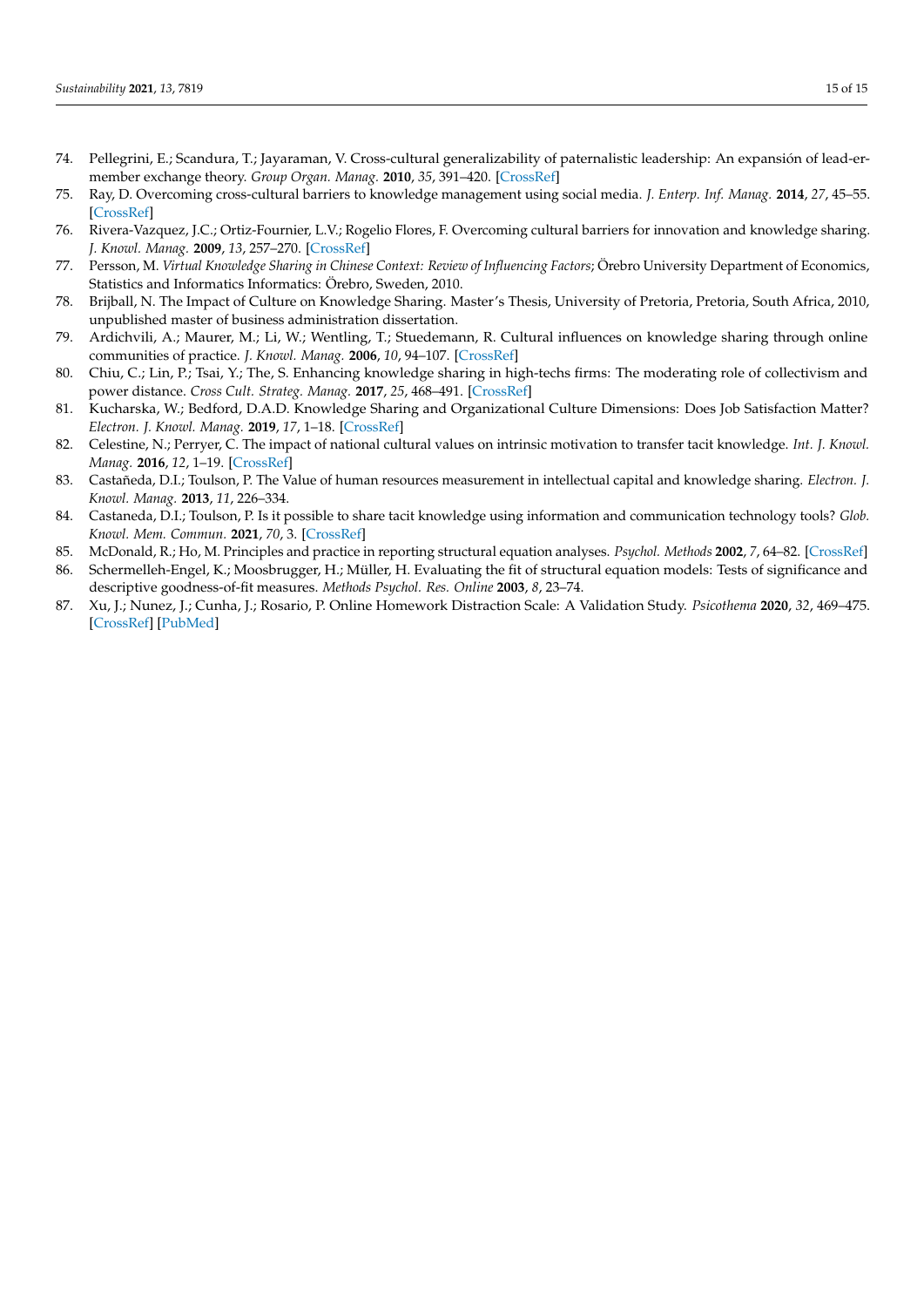74. Pellegrini, E.; Scandura, T.; Jayaraman, V. Cross-cultural generalizability of paternalistic leadership: An expansión of lead-ermember exchange theory. *Group Organ. Manag.* **2010**, *35*, 391–420. [CrossRef]
75. Ray, D. Overcoming cross-cultural barriers to knowledge management using social media. *J. Enterp. Inf. Manag.* **2014**, *27*, 45–55. [CrossRef]
76. Rivera-Vazquez, J.C.; Ortiz-Fournier, L.V.; Rogelio Flores, F. Overcoming cultural barriers for innovation and knowledge sharing. *J. Knowl. Manag.* **2009**, *13*, 257–270. [CrossRef]
77. Persson, M. *Virtual Knowledge Sharing in Chinese Context: Review of Influencing Factors*; Örebro University Department of Economics, Statistics and Informatics Informatics: Örebro, Sweden, 2010.
78. Brijball, N. The Impact of Culture on Knowledge Sharing. Master's Thesis, University of Pretoria, Pretoria, South Africa, 2010, unpublished master of business administration dissertation.
79. Ardichvili, A.; Maurer, M.; Li, W.; Wentling, T.; Stuedemann, R. Cultural influences on knowledge sharing through online communities of practice. *J. Knowl. Manag.* **2006**, *10*, 94–107. [CrossRef]
80. Chiu, C.; Lin, P.; Tsai, Y.; The, S. Enhancing knowledge sharing in high-techs firms: The moderating role of collectivism and power distance. *Cross Cult. Strateg. Manag.* **2017**, *25*, 468–491. [CrossRef]
81. Kucharska, W.; Bedford, D.A.D. Knowledge Sharing and Organizational Culture Dimensions: Does Job Satisfaction Matter? *Electron. J. Knowl. Manag.* **2019**, *17*, 1–18. [CrossRef]
82. Celestine, N.; Perryer, C. The impact of national cultural values on intrinsic motivation to transfer tacit knowledge. *Int. J. Knowl. Manag.* **2016**, *12*, 1–19. [CrossRef]
83. Castañeda, D.I.; Toulson, P. The Value of human resources measurement in intellectual capital and knowledge sharing. *Electron. J. Knowl. Manag.* **2013**, *11*, 226–334.
84. Castaneda, D.I.; Toulson, P. Is it possible to share tacit knowledge using information and communication technology tools? *Glob. Knowl. Mem. Commun.* **2021**, *70*, 3. [CrossRef]
85. McDonald, R.; Ho, M. Principles and practice in reporting structural equation analyses. *Psychol. Methods* **2002**, *7*, 64–82. [CrossRef]
86. Schermelleh-Engel, K.; Moosbrugger, H.; Müller, H. Evaluating the fit of structural equation models: Tests of significance and descriptive goodness-of-fit measures. *Methods Psychol. Res. Online* **2003**, *8*, 23–74.
87. Xu, J.; Nunez, J.; Cunha, J.; Rosario, P. Online Homework Distraction Scale: A Validation Study. *Psicothema* **2020**, *32*, 469–475. [CrossRef] [PubMed]